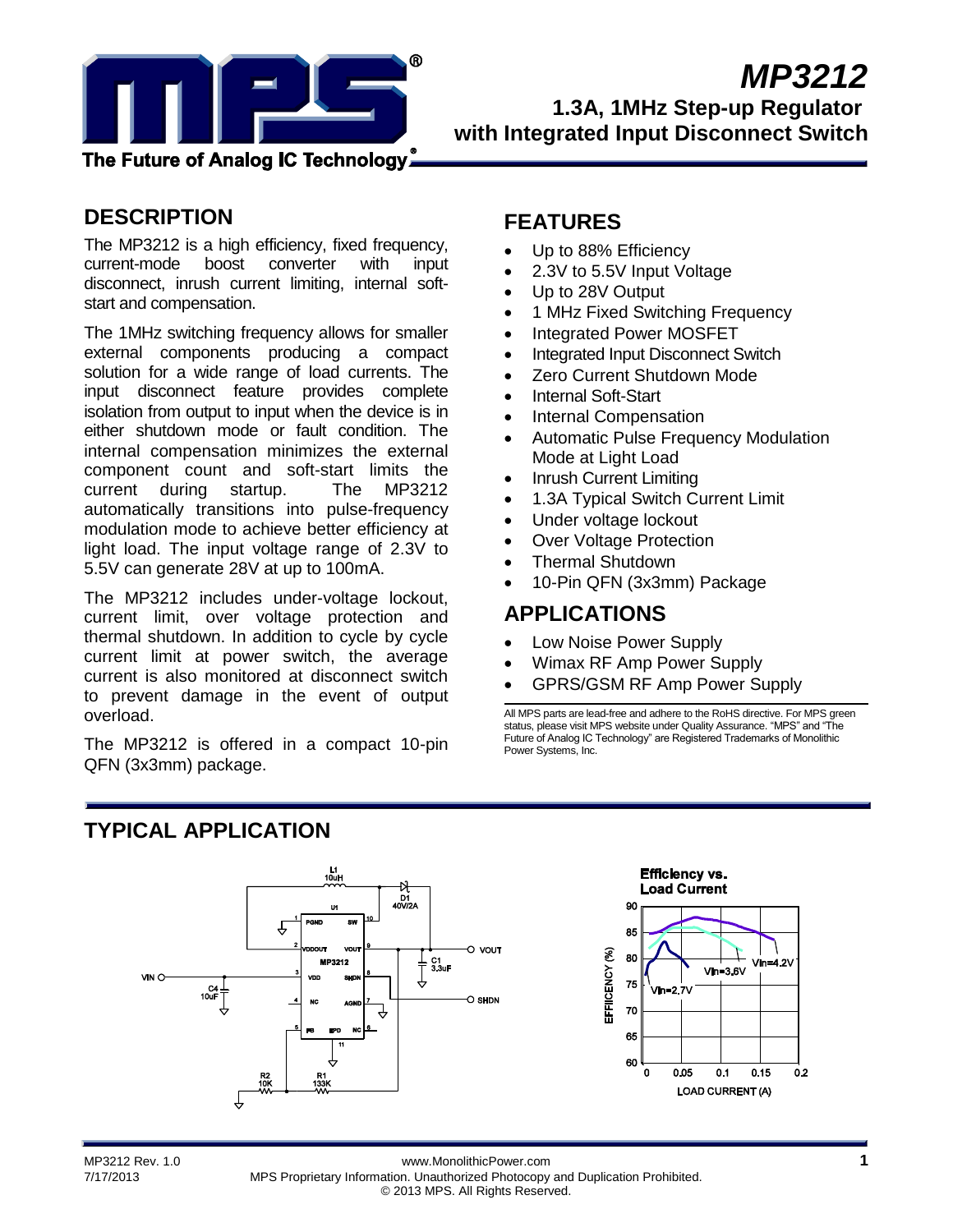# MP3212

## 1.3A, 1MHz Step-up Regulator with Integrated Input Disconnect Switch

## DESCRIPTION

The MP3212 is a high efficiency, fixed frequency, current-mode boost converter with input disconnect, inrush current limiting, internal soft-start and compensation.

The 1MHz switching frequency allows for smaller external components producing a compact solution for a wide range of load currents. The input disconnect feature provides complete isolation from output to input when the device is in either shutdown mode or fault condition. The internal compensation minimizes the external component count and soft-start limits the current during startup. The MP3212 automatically transitions into pulse-frequency modulation mode to achieve better efficiency at light load. The input voltage range of 2.3V to 5.5V can generate 28V at up to 100mA.

The MP3212 includes under-voltage lockout, current limit, over voltage protection and thermal shutdown. In addition to cycle by cycle current limit at power switch, the average current is also monitored at disconnect switch to prevent damage in the event of output overload.

The MP3212 is offered in a compact 10-pin QFN (3x3mm) package.

## FEATURES

- Up to 88% Efficiency
- 2.3V to 5.5V Input Voltage
- Up to 28V Output
- 1 MHz Fixed Switching Frequency
- Integrated Power MOSFET
- Integrated Input Disconnect Switch
- Zero Current Shutdown Mode
- Internal Soft-Start
- Internal Compensation
- Automatic Pulse Frequency Modulation Mode at Light Load
- Inrush Current Limiting
- 1.3A Typical Switch Current Limit
- Under voltage lockout
- Over Voltage Protection
- Thermal Shutdown
- 10-Pin QFN (3x3mm) Package

## APPLICATIONS

- Low Noise Power Supply
- Wimax RF Amp Power Supply
- GPRS/GSM RF Amp Power Supply

All MPS parts are lead-free and adhere to the RoHS directive. For MPS green status, please visit MPS website under Quality Assurance. "MPS" and "The Future of Analog IC Technology" are Registered Trademarks of Monolithic Power Systems, Inc.

## TYPICAL APPLICATION

**Efficiency vs. Load Current**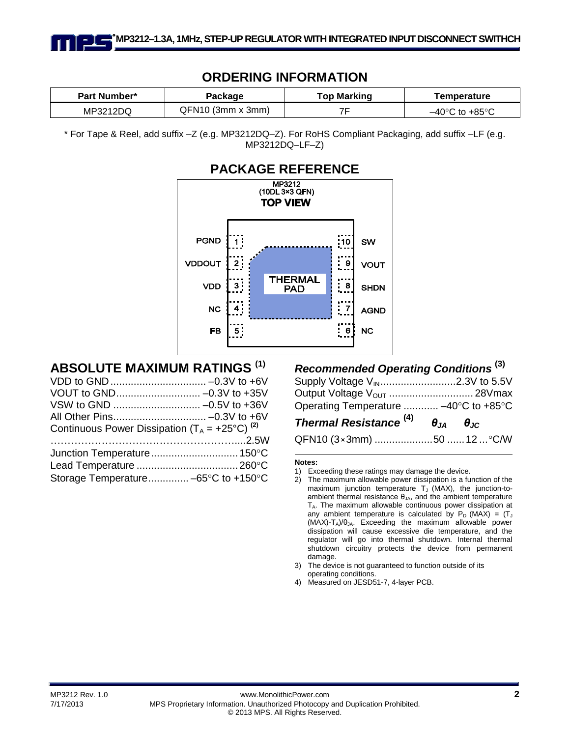## ORDERING INFORMATION

| Part Number* | Package | Top Marking | Temperature |
|---|---|---|---|
| MP3212DQ | QFN10 (3mm x 3mm) | 7F | –40°C to +85°C |

\* For Tape & Reel, add suffix –Z (e.g. MP3212DQ–Z). For RoHS Compliant Packaging, add suffix –LF (e.g. MP3212DQ–LF–Z)

## PACKAGE REFERENCE

MP3212
(10DL 3×3 QFN)
**TOP VIEW**

| Pin | Name | Pin | Name |
|---|---|---|---|
| 1 | PGND | 10 | SW |
| 2 | VDDOUT | 9 | VOUT |
| 3 | VDD | 8 | SHDN |
| 4 | NC | 7 | AGND |
| 5 | FB | 6 | NC |

THERMAL PAD

## ABSOLUTE MAXIMUM RATINGS [1]

VDD to GND ................................. –0.3V to +6V
VOUT to GND ............................. –0.3V to +35V
VSW to GND .............................. –0.5V to +36V
All Other Pins ................................ –0.3V to +6V
Continuous Power Dissipation ($T_A$ = +25°C) [2] ....................................................2.5W
Junction Temperature .............................. 150°C
Lead Temperature ................................... 260°C
Storage Temperature .............. –65°C to +150°C

### *Recommended Operating Conditions* [3]

Supply Voltage $V_{IN}$ .......................... 2.3V to 5.5V
Output Voltage $V_{OUT}$ ............................. 28Vmax
Operating Temperature ............ –40°C to +85°C

| *Thermal Resistance* [4] | $\theta_{JA}$ | $\theta_{JC}$ | |
|---|---|---|---|
| QFN10 (3×3mm) | 50 | 12 | °C/W |

**Notes:**

1) Exceeding these ratings may damage the device.
2) The maximum allowable power dissipation is a function of the maximum junction temperature $T_J$ (MAX), the junction-to-ambient thermal resistance $\theta_{JA}$, and the ambient temperature $T_A$. The maximum allowable continuous power dissipation at any ambient temperature is calculated by $P_D$ (MAX) = ($T_J$ (MAX)-$T_A$)/$\theta_{JA}$. Exceeding the maximum allowable power dissipation will cause excessive die temperature, and the regulator will go into thermal shutdown. Internal thermal shutdown circuitry protects the device from permanent damage.
3) The device is not guaranteed to function outside of its operating conditions.
4) Measured on JESD51-7, 4-layer PCB.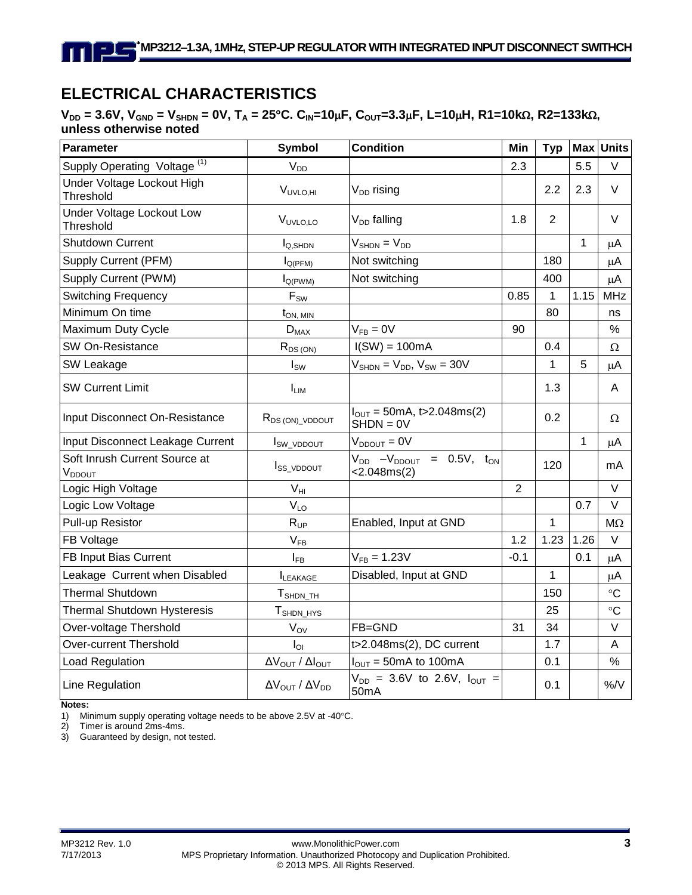## ELECTRICAL CHARACTERISTICS

**$V_{DD}$ = 3.6V, $V_{GND}$ = $V_{SHDN}$ = 0V, $T_A$ = 25°C. $C_{IN}$=10μF, $C_{OUT}$=3.3μF, L=10μH, R1=10kΩ, R2=133kΩ, unless otherwise noted**

| Parameter | Symbol | Condition | Min | Typ | Max | Units |
|---|---|---|---|---|---|---|
| Supply Operating Voltage [(1)] | $V_{DD}$ | | 2.3 | | 5.5 | V |
| Under Voltage Lockout High Threshold | $V_{UVLO,HI}$ | $V_{DD}$ rising | | 2.2 | 2.3 | V |
| Under Voltage Lockout Low Threshold | $V_{UVLO,LO}$ | $V_{DD}$ falling | 1.8 | 2 | | V |
| Shutdown Current | $I_{Q,SHDN}$ | $V_{SHDN}$ = $V_{DD}$ | | | 1 | μA |
| Supply Current (PFM) | $I_{Q(PFM)}$ | Not switching | | 180 | | μA |
| Supply Current (PWM) | $I_{Q(PWM)}$ | Not switching | | 400 | | μA |
| Switching Frequency | $F_{SW}$ | | 0.85 | 1 | 1.15 | MHz |
| Minimum On time | $t_{ON,\ MIN}$ | | | 80 | | ns |
| Maximum Duty Cycle | $D_{MAX}$ | $V_{FB}$ = 0V | 90 | | | % |
| SW On-Resistance | $R_{DS\ (ON)}$ | I(SW) = 100mA | | 0.4 | | Ω |
| SW Leakage | $I_{SW}$ | $V_{SHDN}$ = $V_{DD}$, $V_{SW}$ = 30V | | 1 | 5 | μA |
| SW Current Limit | $I_{LIM}$ | | | 1.3 | | A |
| Input Disconnect On-Resistance | $R_{DS\ (ON)\_VDDOUT}$ | $I_{OUT}$ = 50mA, t>2.048ms(2) SHDN = 0V | | 0.2 | | Ω |
| Input Disconnect Leakage Current | $I_{SW\_VDDOUT}$ | $V_{DDOUT}$ = 0V | | | 1 | μA |
| Soft Inrush Current Source at $V_{DDOUT}$ | $I_{SS\_VDDOUT}$ | $V_{DD}$ –$V_{DDOUT}$ = 0.5V, $t_{ON}$ <2.048ms(2) | | 120 | | mA |
| Logic High Voltage | $V_{HI}$ | | 2 | | | V |
| Logic Low Voltage | $V_{LO}$ | | | | 0.7 | V |
| Pull-up Resistor | $R_{UP}$ | Enabled, Input at GND | | 1 | | MΩ |
| FB Voltage | $V_{FB}$ | | 1.2 | 1.23 | 1.26 | V |
| FB Input Bias Current | $I_{FB}$ | $V_{FB}$ = 1.23V | -0.1 | | 0.1 | μA |
| Leakage Current when Disabled | $I_{LEAKAGE}$ | Disabled, Input at GND | | 1 | | μA |
| Thermal Shutdown | $T_{SHDN\_TH}$ | | | 150 | | °C |
| Thermal Shutdown Hysteresis | $T_{SHDN\_HYS}$ | | | 25 | | °C |
| Over-voltage Thershold | $V_{OV}$ | FB=GND | 31 | 34 | | V |
| Over-current Thershold | $I_{OI}$ | t>2.048ms(2), DC current | | 1.7 | | A |
| Load Regulation | $\Delta V_{OUT}$ / $\Delta I_{OUT}$ | $I_{OUT}$ = 50mA to 100mA | | 0.1 | | % |
| Line Regulation | $\Delta V_{OUT}$ / $\Delta V_{DD}$ | $V_{DD}$ = 3.6V to 2.6V, $I_{OUT}$ = 50mA | | 0.1 | | %/V |

**Notes:**

1) Minimum supply operating voltage needs to be above 2.5V at -40°C.
2) Timer is around 2ms-4ms.
3) Guaranteed by design, not tested.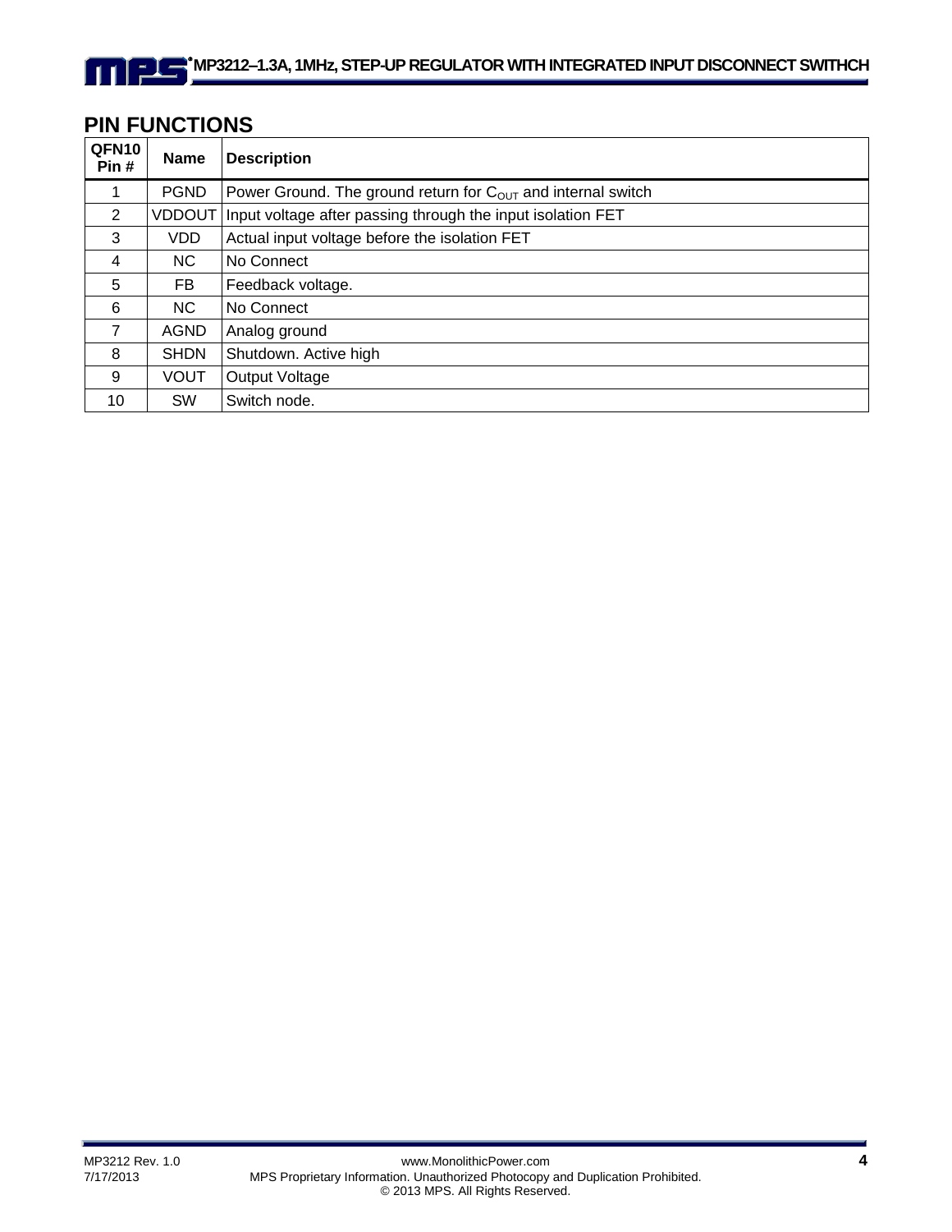## PIN FUNCTIONS

| QFN10 Pin # | Name | Description |
|---|---|---|
| 1 | PGND | Power Ground. The ground return for $C_{OUT}$ and internal switch |
| 2 | VDDOUT | Input voltage after passing through the input isolation FET |
| 3 | VDD | Actual input voltage before the isolation FET |
| 4 | NC | No Connect |
| 5 | FB | Feedback voltage. |
| 6 | NC | No Connect |
| 7 | AGND | Analog ground |
| 8 | SHDN | Shutdown. Active high |
| 9 | VOUT | Output Voltage |
| 10 | SW | Switch node. |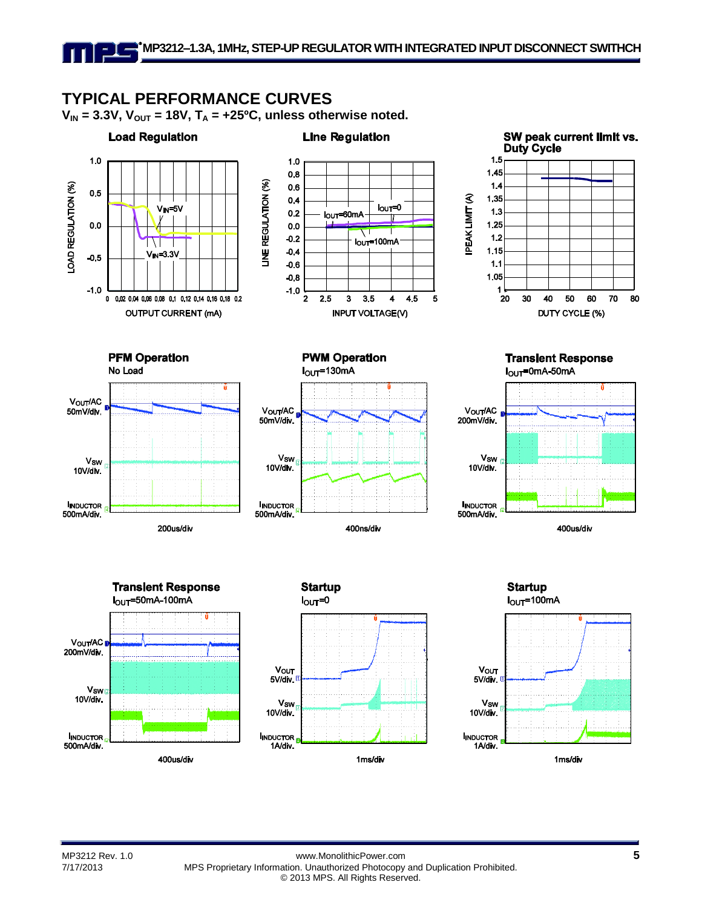## TYPICAL PERFORMANCE CURVES

$V_{IN}$ = 3.3V, $V_{OUT}$ = 18V, $T_A$ = +25°C, unless otherwise noted.

**Load Regulation**

LOAD REGULATION (%) vs. OUTPUT CURRENT (mA); $V_{IN}$=5V, $V_{IN}$=3.3V

**Line Regulation**

LINE REGULATION (%) vs. INPUT VOLTAGE(V); $I_{OUT}$=60mA, $I_{OUT}$=0, $I_{OUT}$=100mA

**SW peak current limit vs. Duty Cycle**

IPEAK LIMIT (A) vs. DUTY CYCLE (%)

**PFM Operation**

No Load

$V_{OUT}$/AC 50mV/div., $V_{SW}$ 10V/div., $I_{INDUCTOR}$ 500mA/div., 200us/div

**PWM Operation**

$I_{OUT}$=130mA

$V_{OUT}$/AC 50mV/div., $V_{SW}$ 10V/div., $I_{INDUCTOR}$ 500mA/div., 400ns/div

**Transient Response**

$I_{OUT}$=0mA-50mA

$V_{OUT}$/AC 200mV/div., $V_{SW}$ 10V/div., $I_{INDUCTOR}$ 500mA/div., 400us/div

**Transient Response**

$I_{OUT}$=50mA-100mA

$V_{OUT}$/AC 200mV/div., $V_{SW}$ 10V/div., $I_{INDUCTOR}$ 500mA/div., 400us/div

**Startup**

$I_{OUT}$=0

$V_{OUT}$ 5V/div., $V_{SW}$ 10V/div., $I_{INDUCTOR}$ 1A/div., 1ms/div

**Startup**

$I_{OUT}$=100mA

$V_{OUT}$ 5V/div., $V_{SW}$ 10V/div., $I_{INDUCTOR}$ 1A/div., 1ms/div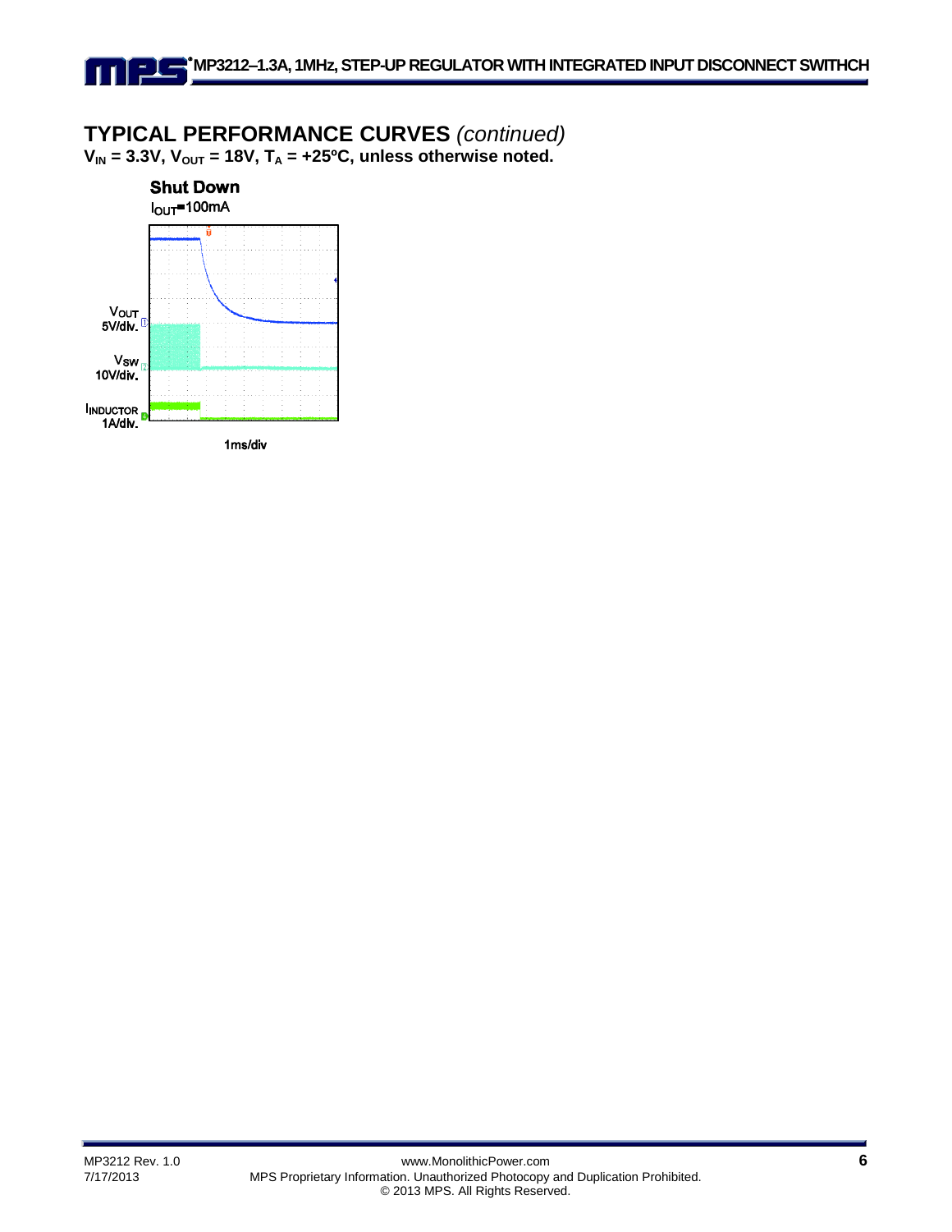## TYPICAL PERFORMANCE CURVES *(continued)*

**$V_{IN}$ = 3.3V, $V_{OUT}$ = 18V, $T_A$ = +25°C, unless otherwise noted.**

**Shut Down**

$I_{OUT}$=100mA

$V_{OUT}$ 5V/div.

$V_{SW}$ 10V/div.

$I_{INDUCTOR}$ 1A/div.

1ms/div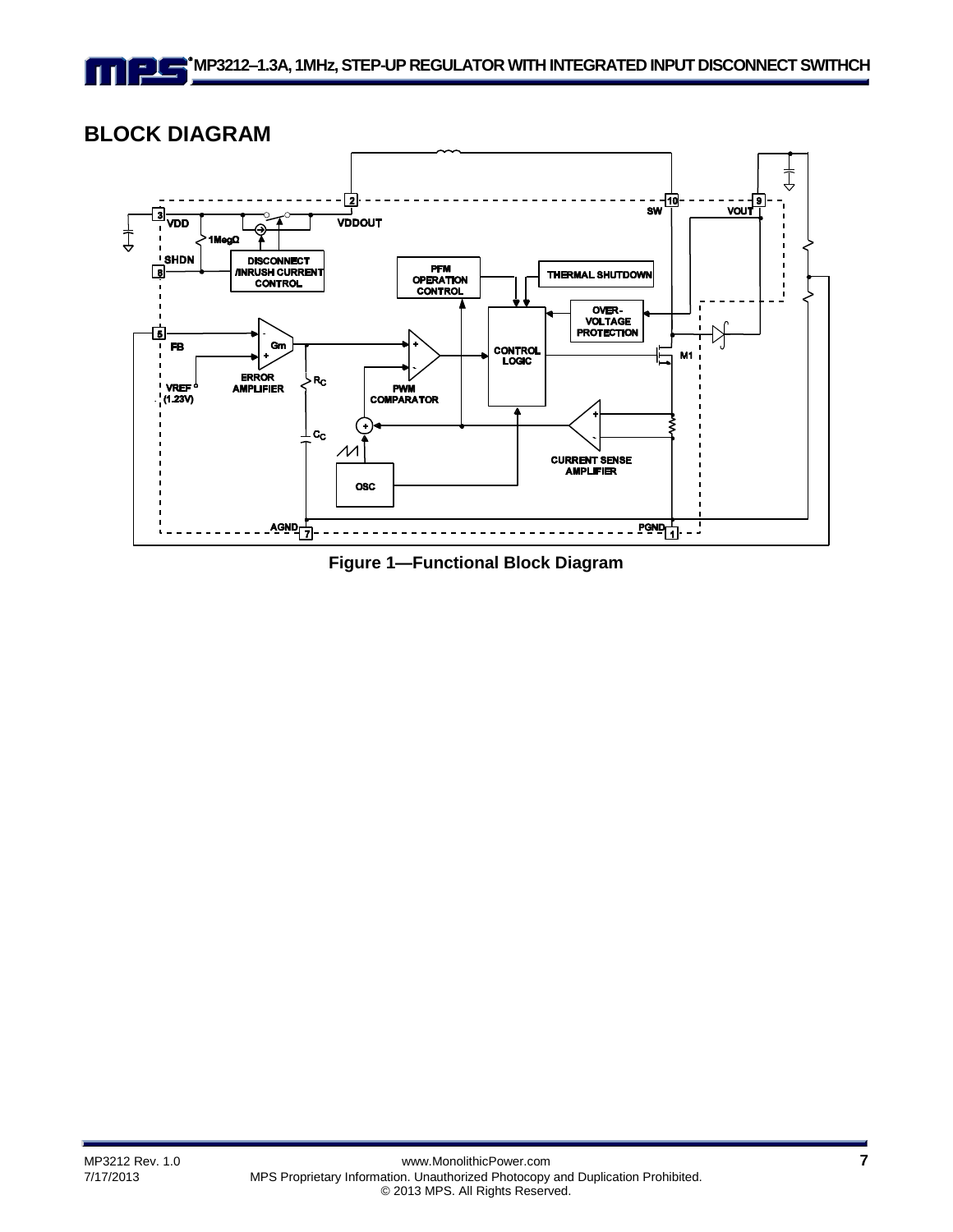## BLOCK DIAGRAM

Figure 1—Functional Block Diagram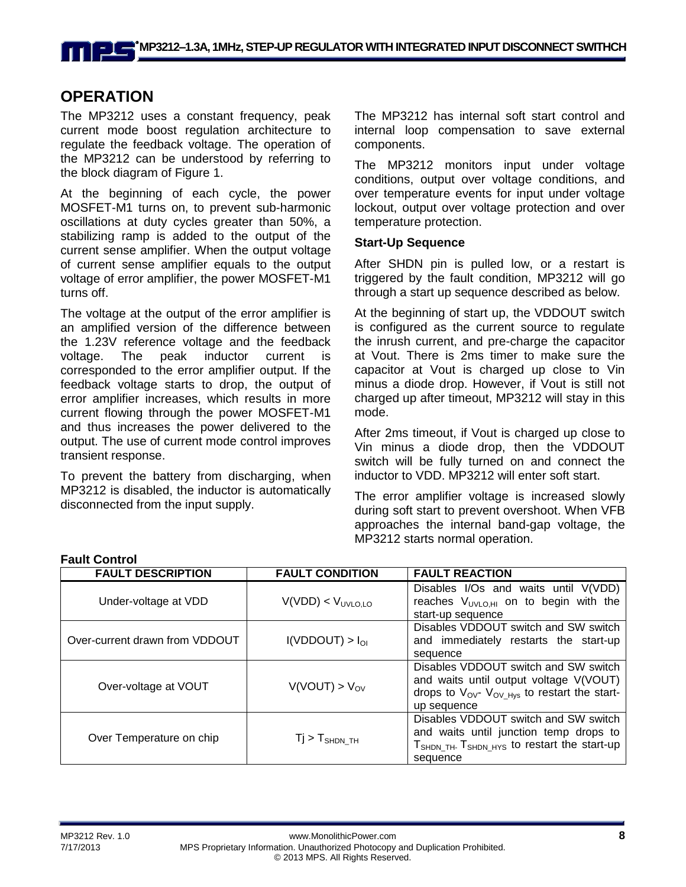## OPERATION

The MP3212 uses a constant frequency, peak current mode boost regulation architecture to regulate the feedback voltage. The operation of the MP3212 can be understood by referring to the block diagram of Figure 1.

At the beginning of each cycle, the power MOSFET-M1 turns on, to prevent sub-harmonic oscillations at duty cycles greater than 50%, a stabilizing ramp is added to the output of the current sense amplifier. When the output voltage of current sense amplifier equals to the output voltage of error amplifier, the power MOSFET-M1 turns off.

The voltage at the output of the error amplifier is an amplified version of the difference between the 1.23V reference voltage and the feedback voltage. The peak inductor current is corresponded to the error amplifier output. If the feedback voltage starts to drop, the output of error amplifier increases, which results in more current flowing through the power MOSFET-M1 and thus increases the power delivered to the output. The use of current mode control improves transient response.

To prevent the battery from discharging, when MP3212 is disabled, the inductor is automatically disconnected from the input supply.

The MP3212 has internal soft start control and internal loop compensation to save external components.

The MP3212 monitors input under voltage conditions, output over voltage conditions, and over temperature events for input under voltage lockout, output over voltage protection and over temperature protection.

### Start-Up Sequence

After SHDN pin is pulled low, or a restart is triggered by the fault condition, MP3212 will go through a start up sequence described as below.

At the beginning of start up, the VDDOUT switch is configured as the current source to regulate the inrush current, and pre-charge the capacitor at Vout. There is 2ms timer to make sure the capacitor at Vout is charged up close to Vin minus a diode drop. However, if Vout is still not charged up after timeout, MP3212 will stay in this mode.

After 2ms timeout, if Vout is charged up close to Vin minus a diode drop, then the VDDOUT switch will be fully turned on and connect the inductor to VDD. MP3212 will enter soft start.

The error amplifier voltage is increased slowly during soft start to prevent overshoot. When VFB approaches the internal band-gap voltage, the MP3212 starts normal operation.

### Fault Control

| FAULT DESCRIPTION | FAULT CONDITION | FAULT REACTION |
|---|---|---|
| Under-voltage at VDD | $V(VDD) < V_{UVLO,LO}$ | Disables I/Os and waits until V(VDD) reaches $V_{UVLO,HI}$ on to begin with the start-up sequence |
| Over-current drawn from VDDOUT | $I(VDDOUT) > I_{OI}$ | Disables VDDOUT switch and SW switch and immediately restarts the start-up sequence |
| Over-voltage at VOUT | $V(VOUT) > V_{OV}$ | Disables VDDOUT switch and SW switch and waits until output voltage V(VOUT) drops to $V_{OV}$- $V_{OV\_Hys}$ to restart the start-up sequence |
| Over Temperature on chip | $Tj > T_{SHDN\_TH}$ | Disables VDDOUT switch and SW switch and waits until junction temp drops to $T_{SHDN\_TH}$- $T_{SHDN\_HYS}$ to restart the start-up sequence |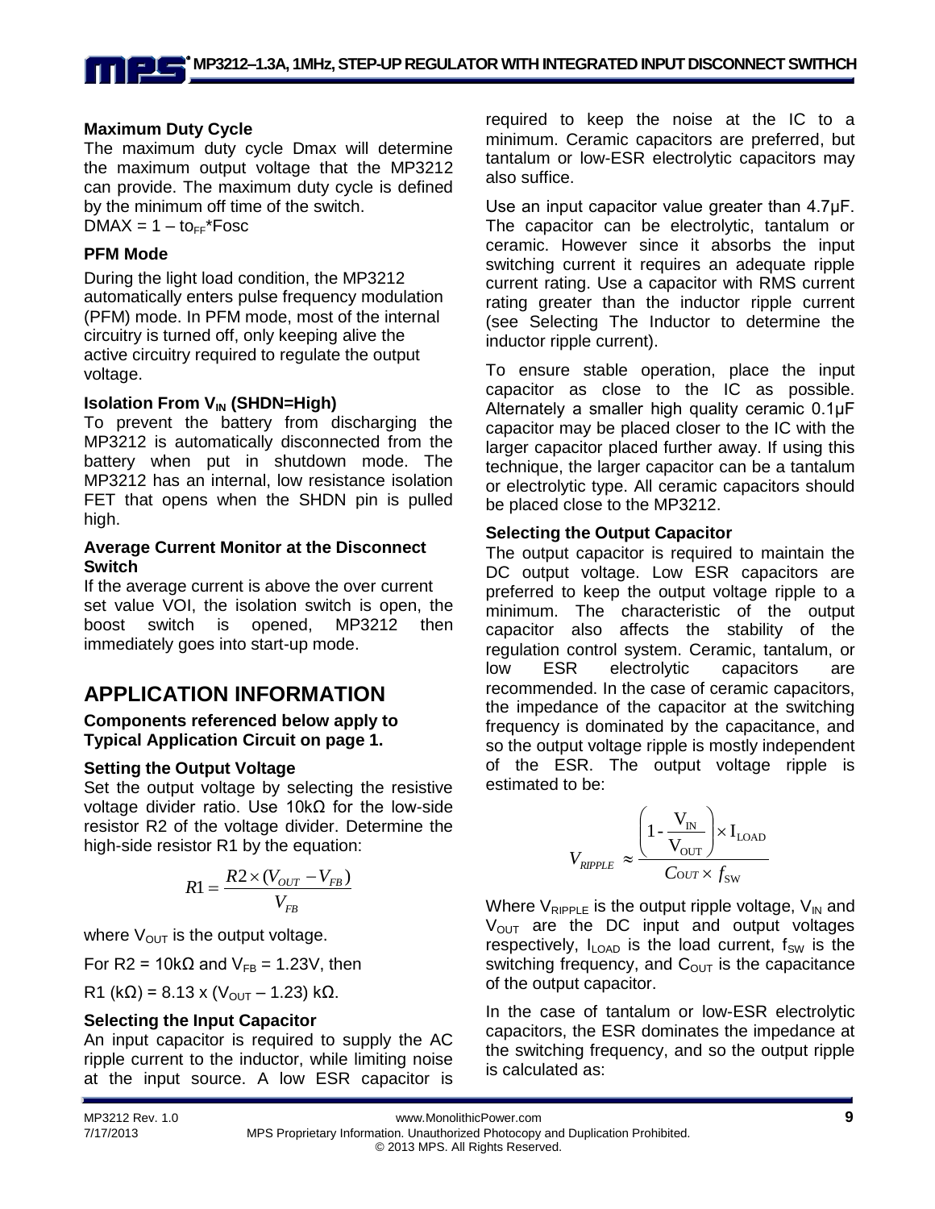### Maximum Duty Cycle

The maximum duty cycle Dmax will determine the maximum output voltage that the MP3212 can provide. The maximum duty cycle is defined by the minimum off time of the switch.

$DMAX = 1 – t_{OFF}*Fosc$

### PFM Mode

During the light load condition, the MP3212 automatically enters pulse frequency modulation (PFM) mode. In PFM mode, most of the internal circuitry is turned off, only keeping alive the active circuitry required to regulate the output voltage.

### Isolation From $V_{IN}$ (SHDN=High)

To prevent the battery from discharging the MP3212 is automatically disconnected from the battery when put in shutdown mode. The MP3212 has an internal, low resistance isolation FET that opens when the SHDN pin is pulled high.

### Average Current Monitor at the Disconnect Switch

If the average current is above the over current set value VOI, the isolation switch is open, the boost switch is opened, MP3212 then immediately goes into start-up mode.

## APPLICATION INFORMATION

**Components referenced below apply to Typical Application Circuit on page 1.**

### Setting the Output Voltage

Set the output voltage by selecting the resistive voltage divider ratio. Use 10kΩ for the low-side resistor R2 of the voltage divider. Determine the high-side resistor R1 by the equation:

$$R1 = \frac{R2 \times (V_{OUT} - V_{FB})}{V_{FB}}$$

where $V_{OUT}$ is the output voltage.

For R2 = 10kΩ and $V_{FB}$ = 1.23V, then

R1 (kΩ) = 8.13 x ($V_{OUT}$ – 1.23) kΩ.

### Selecting the Input Capacitor

An input capacitor is required to supply the AC ripple current to the inductor, while limiting noise at the input source. A low ESR capacitor is required to keep the noise at the IC to a minimum. Ceramic capacitors are preferred, but tantalum or low-ESR electrolytic capacitors may also suffice.

Use an input capacitor value greater than 4.7µF. The capacitor can be electrolytic, tantalum or ceramic. However since it absorbs the input switching current it requires an adequate ripple current rating. Use a capacitor with RMS current rating greater than the inductor ripple current (see Selecting The Inductor to determine the inductor ripple current).

To ensure stable operation, place the input capacitor as close to the IC as possible. Alternately a smaller high quality ceramic 0.1µF capacitor may be placed closer to the IC with the larger capacitor placed further away. If using this technique, the larger capacitor can be a tantalum or electrolytic type. All ceramic capacitors should be placed close to the MP3212.

### Selecting the Output Capacitor

The output capacitor is required to maintain the DC output voltage. Low ESR capacitors are preferred to keep the output voltage ripple to a minimum. The characteristic of the output capacitor also affects the stability of the regulation control system. Ceramic, tantalum, or low ESR electrolytic capacitors are recommended. In the case of ceramic capacitors, the impedance of the capacitor at the switching frequency is dominated by the capacitance, and so the output voltage ripple is mostly independent of the ESR. The output voltage ripple is estimated to be:

$$V_{RIPPLE} \approx \frac{\left(1 - \frac{V_{IN}}{V_{OUT}}\right) \times I_{LOAD}}{C_{OUT} \times f_{SW}}$$

Where $V_{RIPPLE}$ is the output ripple voltage, $V_{IN}$ and $V_{OUT}$ are the DC input and output voltages respectively, $I_{LOAD}$ is the load current, $f_{SW}$ is the switching frequency, and $C_{OUT}$ is the capacitance of the output capacitor.

In the case of tantalum or low-ESR electrolytic capacitors, the ESR dominates the impedance at the switching frequency, and so the output ripple is calculated as: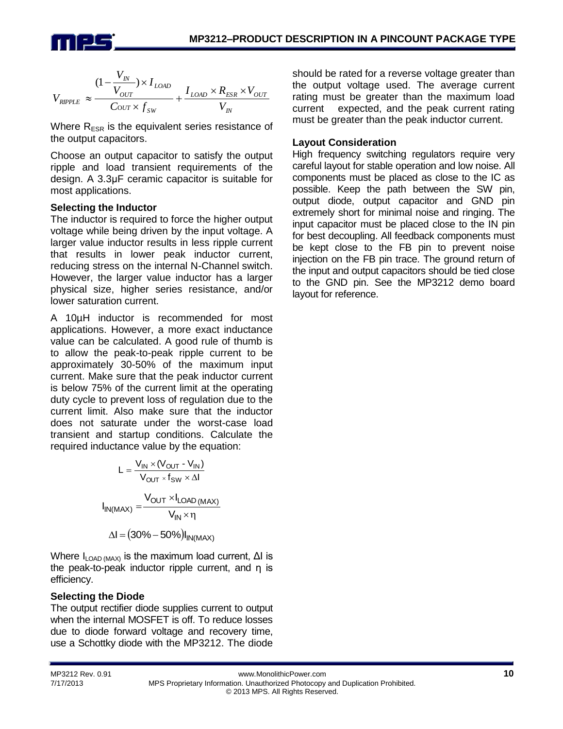$$V_{RIPPLE} \approx \frac{(1-\frac{V_{IN}}{V_{OUT}})\times I_{LOAD}}{C_{OUT}\times f_{SW}} + \frac{I_{LOAD}\times R_{ESR}\times V_{OUT}}{V_{IN}}$$

Where $R_{ESR}$ is the equivalent series resistance of the output capacitors.

Choose an output capacitor to satisfy the output ripple and load transient requirements of the design. A 3.3µF ceramic capacitor is suitable for most applications.

**Selecting the Inductor**

The inductor is required to force the higher output voltage while being driven by the input voltage. A larger value inductor results in less ripple current that results in lower peak inductor current, reducing stress on the internal N-Channel switch. However, the larger value inductor has a larger physical size, higher series resistance, and/or lower saturation current.

A 10µH inductor is recommended for most applications. However, a more exact inductance value can be calculated. A good rule of thumb is to allow the peak-to-peak ripple current to be approximately 30-50% of the maximum input current. Make sure that the peak inductor current is below 75% of the current limit at the operating duty cycle to prevent loss of regulation due to the current limit. Also make sure that the inductor does not saturate under the worst-case load transient and startup conditions. Calculate the required inductance value by the equation:

$$L = \frac{V_{IN}\times(V_{OUT} - V_{IN})}{V_{OUT}\times f_{SW}\times\Delta I}$$

$$I_{IN(MAX)} = \frac{V_{OUT}\times I_{LOAD(MAX)}}{V_{IN}\times\eta}$$

$$\Delta I = (30\% - 50\%)I_{IN(MAX)}$$

Where $I_{LOAD(MAX)}$ is the maximum load current, ΔI is the peak-to-peak inductor ripple current, and η is efficiency.

**Selecting the Diode**

The output rectifier diode supplies current to output when the internal MOSFET is off. To reduce losses due to diode forward voltage and recovery time, use a Schottky diode with the MP3212. The diode should be rated for a reverse voltage greater than the output voltage used. The average current rating must be greater than the maximum load current expected, and the peak current rating must be greater than the peak inductor current.

**Layout Consideration**

High frequency switching regulators require very careful layout for stable operation and low noise. All components must be placed as close to the IC as possible. Keep the path between the SW pin, output diode, output capacitor and GND pin extremely short for minimal noise and ringing. The input capacitor must be placed close to the IN pin for best decoupling. All feedback components must be kept close to the FB pin to prevent noise injection on the FB pin trace. The ground return of the input and output capacitors should be tied close to the GND pin. See the MP3212 demo board layout for reference.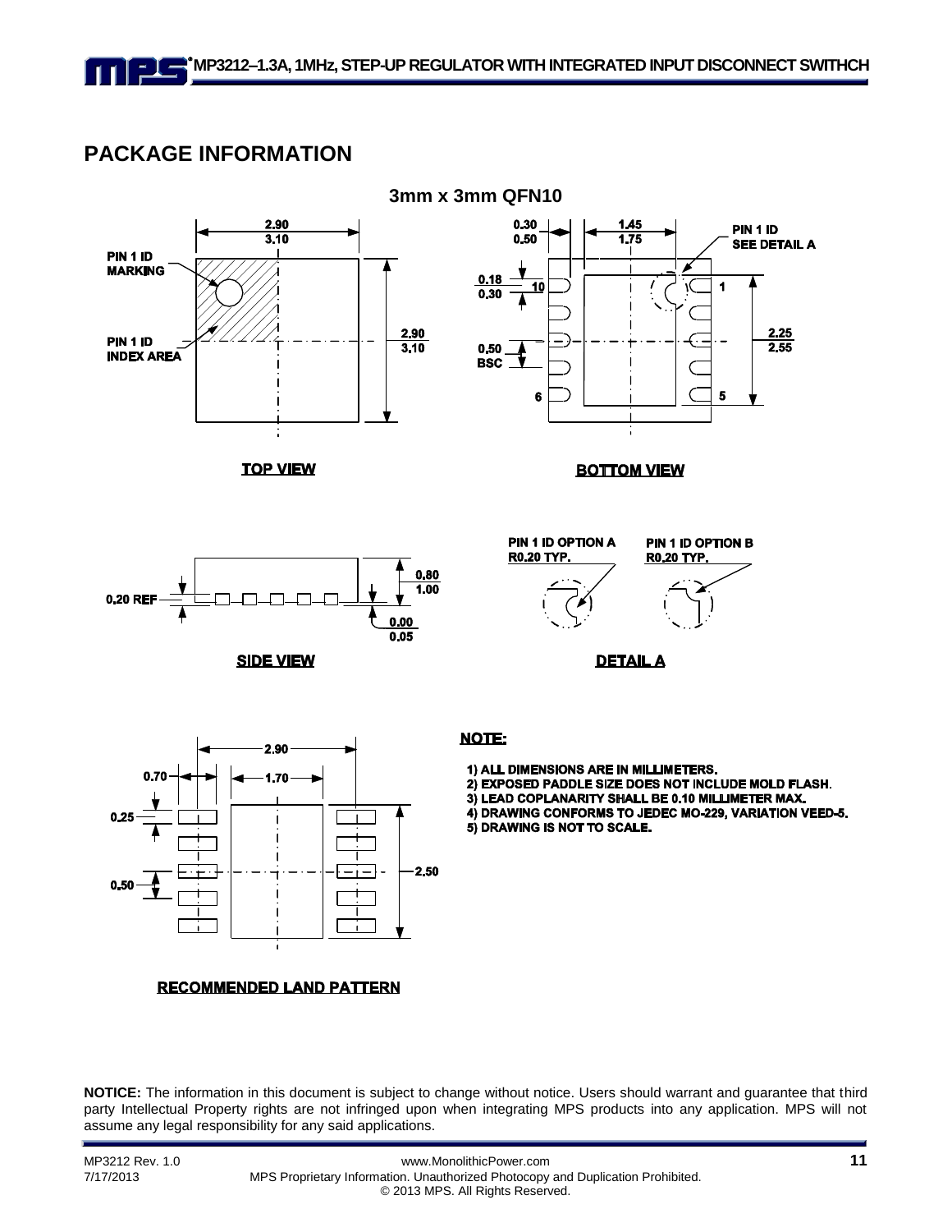## PACKAGE INFORMATION

**3mm x 3mm QFN10**

PIN 1 ID MARKING

PIN 1 ID INDEX AREA

2.90
3.10

2.90
3.10

**TOP VIEW**

0.30
0.50

1.45
1.75

PIN 1 ID SEE DETAIL A

0.18
0.30

10

1

0.50 BSC

2.25
2.55

6

5

**BOTTOM VIEW**

0.20 REF

0.80
1.00

0.00
0.05

**SIDE VIEW**

PIN 1 ID OPTION A R0.20 TYP.

PIN 1 ID OPTION B R0.20 TYP.

**DETAIL A**

2.90

0.70

1.70

0.25

0.50

2.50

**RECOMMENDED LAND PATTERN**

**NOTE:**

1) ALL DIMENSIONS ARE IN MILLIMETERS.
2) EXPOSED PADDLE SIZE DOES NOT INCLUDE MOLD FLASH.
3) LEAD COPLANARITY SHALL BE 0.10 MILLIMETER MAX.
4) DRAWING CONFORMS TO JEDEC MO-229, VARIATION VEED-5.
5) DRAWING IS NOT TO SCALE.

**NOTICE:** The information in this document is subject to change without notice. Users should warrant and guarantee that third party Intellectual Property rights are not infringed upon when integrating MPS products into any application. MPS will not assume any legal responsibility for any said applications.